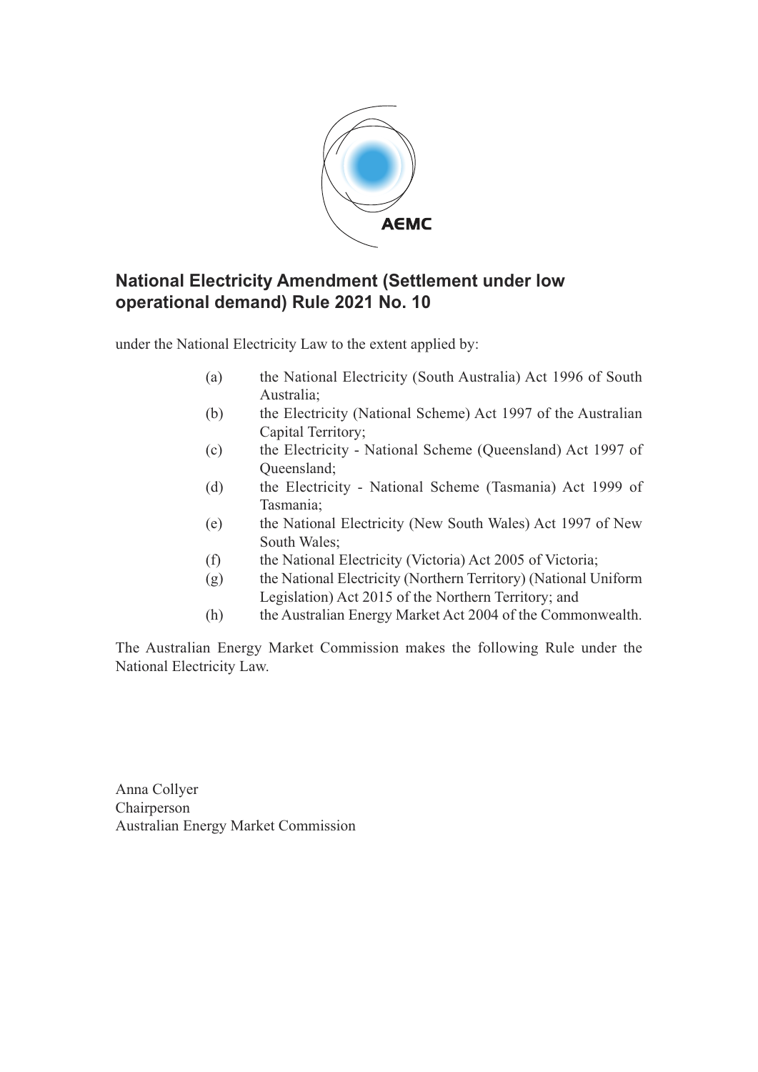# National Electricity Amendment (Settlement under low operational demand) Rule 2021 No. 10

under the National Electricity Law to the extent applied by:

(a) the National Electricity (South Australia) Act 1996 of South Australia;

(b) the Electricity (National Scheme) Act 1997 of the Australian Capital Territory;

(c) the Electricity - National Scheme (Queensland) Act 1997 of Queensland;

(d) the Electricity - National Scheme (Tasmania) Act 1999 of Tasmania;

(e) the National Electricity (New South Wales) Act 1997 of New South Wales;

(f) the National Electricity (Victoria) Act 2005 of Victoria;

(g) the National Electricity (Northern Territory) (National Uniform Legislation) Act 2015 of the Northern Territory; and

(h) the Australian Energy Market Act 2004 of the Commonwealth.

The Australian Energy Market Commission makes the following Rule under the National Electricity Law.

Anna Collyer
Chairperson
Australian Energy Market Commission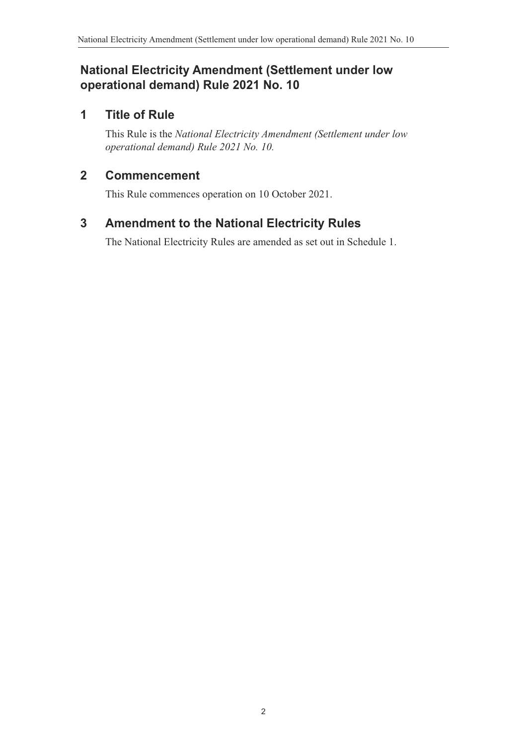# National Electricity Amendment (Settlement under low operational demand) Rule 2021 No. 10

## 1 Title of Rule

This Rule is the *National Electricity Amendment (Settlement under low operational demand) Rule 2021 No. 10.*

## 2 Commencement

This Rule commences operation on 10 October 2021.

## 3 Amendment to the National Electricity Rules

The National Electricity Rules are amended as set out in Schedule 1.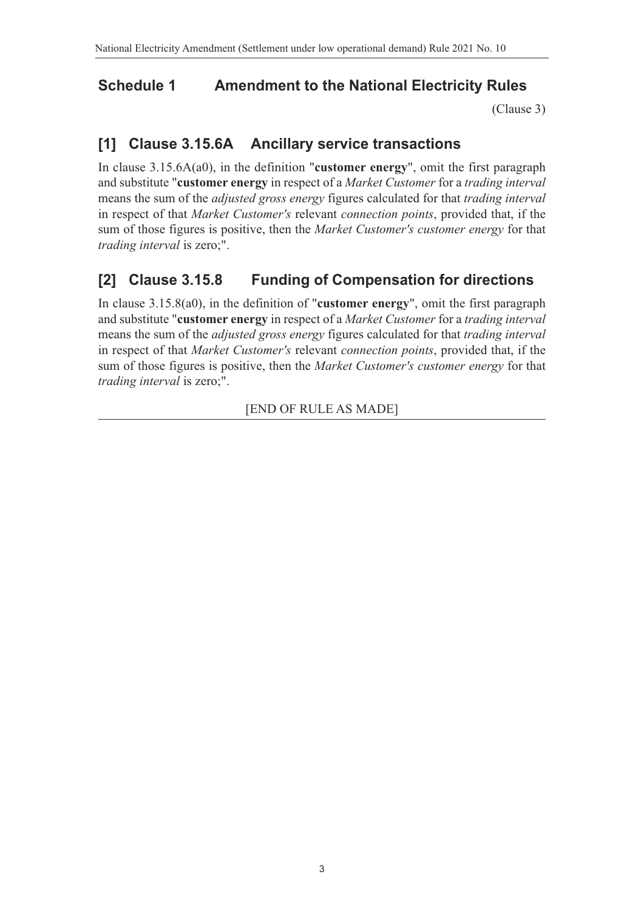## Schedule 1 Amendment to the National Electricity Rules

(Clause 3)

### [1] Clause 3.15.6A Ancillary service transactions

In clause 3.15.6A(a0), in the definition "**customer energy**", omit the first paragraph and substitute "**customer energy** in respect of a *Market Customer* for a *trading interval* means the sum of the *adjusted gross energy* figures calculated for that *trading interval* in respect of that *Market Customer's* relevant *connection points*, provided that, if the sum of those figures is positive, then the *Market Customer's customer energy* for that *trading interval* is zero;".

### [2] Clause 3.15.8 Funding of Compensation for directions

In clause 3.15.8(a0), in the definition of "**customer energy**", omit the first paragraph and substitute "**customer energy** in respect of a *Market Customer* for a *trading interval* means the sum of the *adjusted gross energy* figures calculated for that *trading interval* in respect of that *Market Customer's* relevant *connection points*, provided that, if the sum of those figures is positive, then the *Market Customer's customer energy* for that *trading interval* is zero;".

[END OF RULE AS MADE]